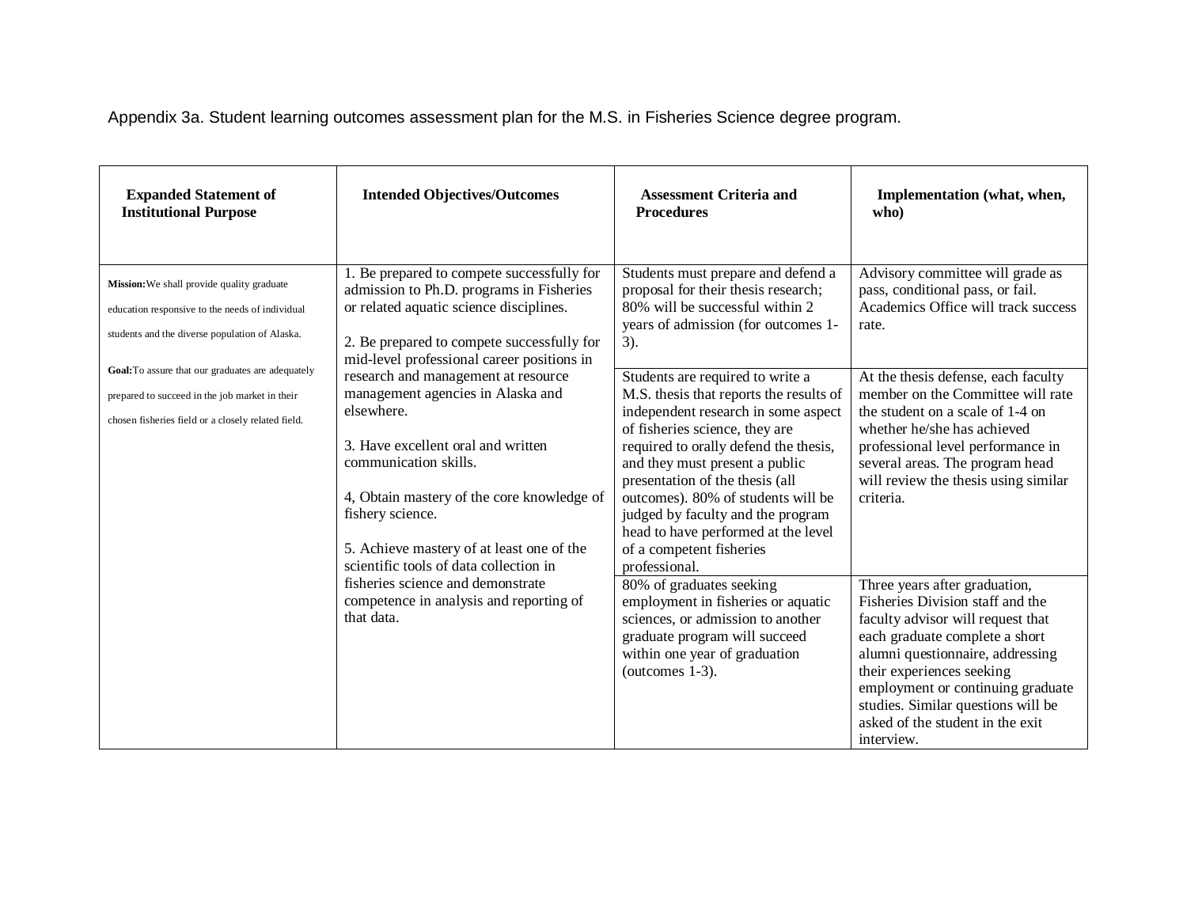Appendix 3a. Student learning outcomes assessment plan for the M.S. in Fisheries Science degree program.

| Expanded Statement of Institutional Purpose | Intended Objectives/Outcomes | Assessment Criteria and Procedures | Implementation (what, when, who) |
|---|---|---|---|
| **Mission:** We shall provide quality graduate education responsive to the needs of individual students and the diverse population of Alaska.<br><br>**Goal:** To assure that our graduates are adequately prepared to succeed in the job market in their chosen fisheries field or a closely related field. | 1. Be prepared to compete successfully for admission to Ph.D. programs in Fisheries or related aquatic science disciplines.<br><br>2. Be prepared to compete successfully for mid-level professional career positions in research and management at resource management agencies in Alaska and elsewhere.<br><br>3. Have excellent oral and written communication skills.<br><br>4, Obtain mastery of the core knowledge of fishery science.<br><br>5. Achieve mastery of at least one of the scientific tools of data collection in fisheries science and demonstrate competence in analysis and reporting of that data. | Students must prepare and defend a proposal for their thesis research; 80% will be successful within 2 years of admission (for outcomes 1-3). | Advisory committee will grade as pass, conditional pass, or fail. Academics Office will track success rate. |
| | | Students are required to write a M.S. thesis that reports the results of independent research in some aspect of fisheries science, they are required to orally defend the thesis, and they must present a public presentation of the thesis (all outcomes). 80% of students will be judged by faculty and the program head to have performed at the level of a competent fisheries professional. | At the thesis defense, each faculty member on the Committee will rate the student on a scale of 1-4 on whether he/she has achieved professional level performance in several areas. The program head will review the thesis using similar criteria. |
| | | 80% of graduates seeking employment in fisheries or aquatic sciences, or admission to another graduate program will succeed within one year of graduation (outcomes 1-3). | Three years after graduation, Fisheries Division staff and the faculty advisor will request that each graduate complete a short alumni questionnaire, addressing their experiences seeking employment or continuing graduate studies. Similar questions will be asked of the student in the exit interview. |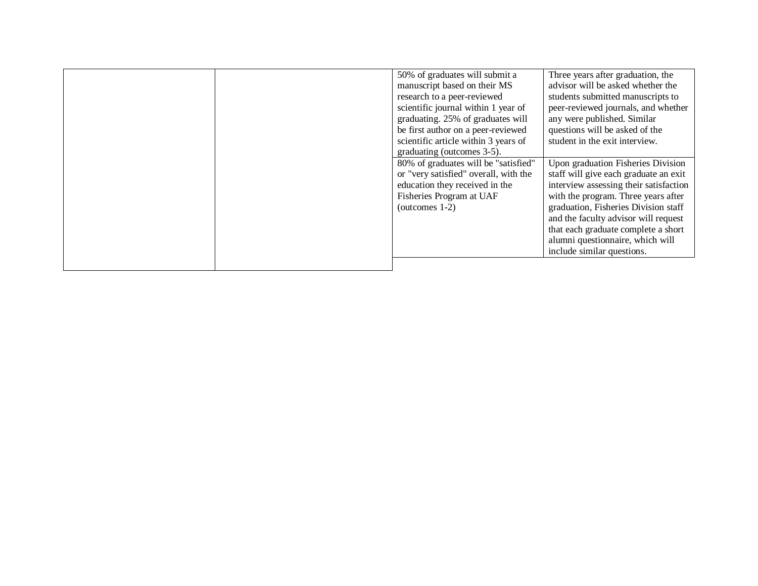| | | | |
|---|---|---|---|
| | | 50% of graduates will submit a manuscript based on their MS research to a peer-reviewed scientific journal within 1 year of graduating. 25% of graduates will be first author on a peer-reviewed scientific article within 3 years of graduating (outcomes 3-5). | Three years after graduation, the advisor will be asked whether the students submitted manuscripts to peer-reviewed journals, and whether any were published. Similar questions will be asked of the student in the exit interview. |
| | | 80% of graduates will be "satisfied" or "very satisfied" overall, with the education they received in the Fisheries Program at UAF (outcomes 1-2) | Upon graduation Fisheries Division staff will give each graduate an exit interview assessing their satisfaction with the program. Three years after graduation, Fisheries Division staff and the faculty advisor will request that each graduate complete a short alumni questionnaire, which will include similar questions. |